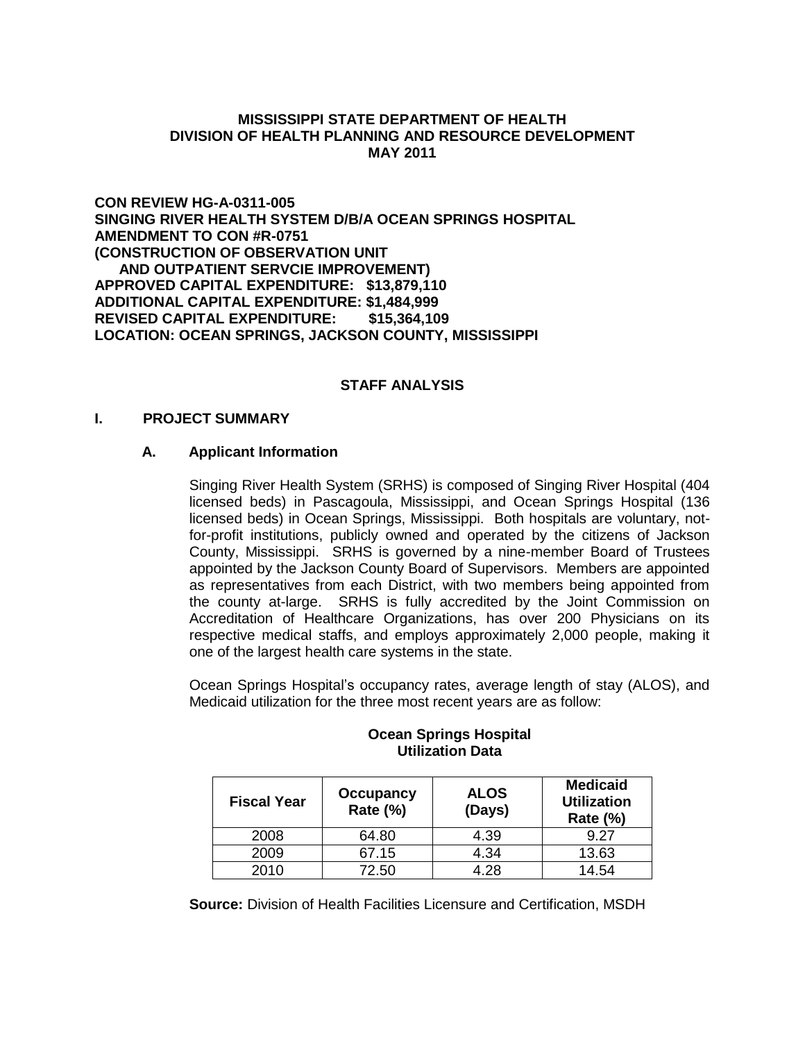**MISSISSIPPI STATE DEPARTMENT OF HEALTH**
**DIVISION OF HEALTH PLANNING AND RESOURCE DEVELOPMENT**
**MAY 2011**

**CON REVIEW HG-A-0311-005**
**SINGING RIVER HEALTH SYSTEM D/B/A OCEAN SPRINGS HOSPITAL**
**AMENDMENT TO CON #R-0751**
**(CONSTRUCTION OF OBSERVATION UNIT**
**AND OUTPATIENT SERVCIE IMPROVEMENT)**
**APPROVED CAPITAL EXPENDITURE: $13,879,110**
**ADDITIONAL CAPITAL EXPENDITURE: $1,484,999**
**REVISED CAPITAL EXPENDITURE: $15,364,109**
**LOCATION: OCEAN SPRINGS, JACKSON COUNTY, MISSISSIPPI**

## STAFF ANALYSIS

### I. PROJECT SUMMARY

#### A. Applicant Information

Singing River Health System (SRHS) is composed of Singing River Hospital (404 licensed beds) in Pascagoula, Mississippi, and Ocean Springs Hospital (136 licensed beds) in Ocean Springs, Mississippi. Both hospitals are voluntary, not-for-profit institutions, publicly owned and operated by the citizens of Jackson County, Mississippi. SRHS is governed by a nine-member Board of Trustees appointed by the Jackson County Board of Supervisors. Members are appointed as representatives from each District, with two members being appointed from the county at-large. SRHS is fully accredited by the Joint Commission on Accreditation of Healthcare Organizations, has over 200 Physicians on its respective medical staffs, and employs approximately 2,000 people, making it one of the largest health care systems in the state.

Ocean Springs Hospital's occupancy rates, average length of stay (ALOS), and Medicaid utilization for the three most recent years are as follow:

**Ocean Springs Hospital**
**Utilization Data**

| Fiscal Year | Occupancy Rate (%) | ALOS (Days) | Medicaid Utilization Rate (%) |
|---|---|---|---|
| 2008 | 64.80 | 4.39 | 9.27 |
| 2009 | 67.15 | 4.34 | 13.63 |
| 2010 | 72.50 | 4.28 | 14.54 |

**Source:** Division of Health Facilities Licensure and Certification, MSDH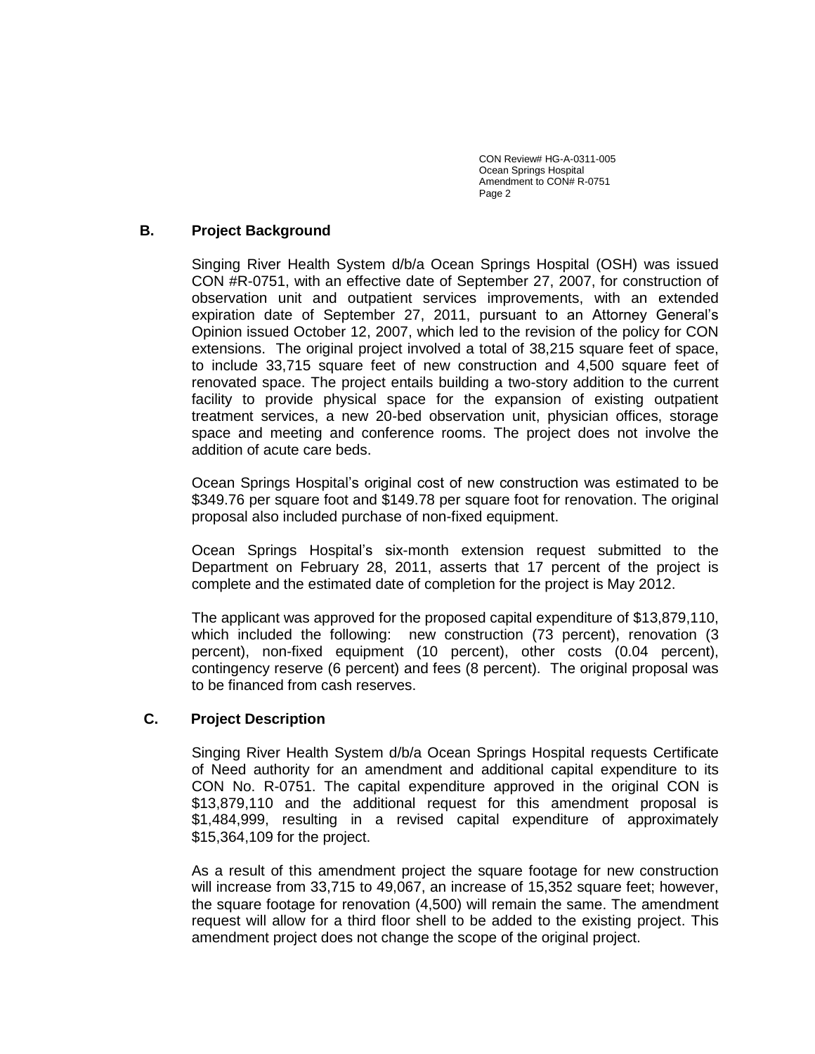## B. Project Background

Singing River Health System d/b/a Ocean Springs Hospital (OSH) was issued CON #R-0751, with an effective date of September 27, 2007, for construction of observation unit and outpatient services improvements, with an extended expiration date of September 27, 2011, pursuant to an Attorney General's Opinion issued October 12, 2007, which led to the revision of the policy for CON extensions. The original project involved a total of 38,215 square feet of space, to include 33,715 square feet of new construction and 4,500 square feet of renovated space. The project entails building a two-story addition to the current facility to provide physical space for the expansion of existing outpatient treatment services, a new 20-bed observation unit, physician offices, storage space and meeting and conference rooms. The project does not involve the addition of acute care beds.

Ocean Springs Hospital's original cost of new construction was estimated to be $349.76 per square foot and $149.78 per square foot for renovation. The original proposal also included purchase of non-fixed equipment.

Ocean Springs Hospital's six-month extension request submitted to the Department on February 28, 2011, asserts that 17 percent of the project is complete and the estimated date of completion for the project is May 2012.

The applicant was approved for the proposed capital expenditure of $13,879,110, which included the following: new construction (73 percent), renovation (3 percent), non-fixed equipment (10 percent), other costs (0.04 percent), contingency reserve (6 percent) and fees (8 percent). The original proposal was to be financed from cash reserves.

## C. Project Description

Singing River Health System d/b/a Ocean Springs Hospital requests Certificate of Need authority for an amendment and additional capital expenditure to its CON No. R-0751. The capital expenditure approved in the original CON is $13,879,110 and the additional request for this amendment proposal is $1,484,999, resulting in a revised capital expenditure of approximately $15,364,109 for the project.

As a result of this amendment project the square footage for new construction will increase from 33,715 to 49,067, an increase of 15,352 square feet; however, the square footage for renovation (4,500) will remain the same. The amendment request will allow for a third floor shell to be added to the existing project. This amendment project does not change the scope of the original project.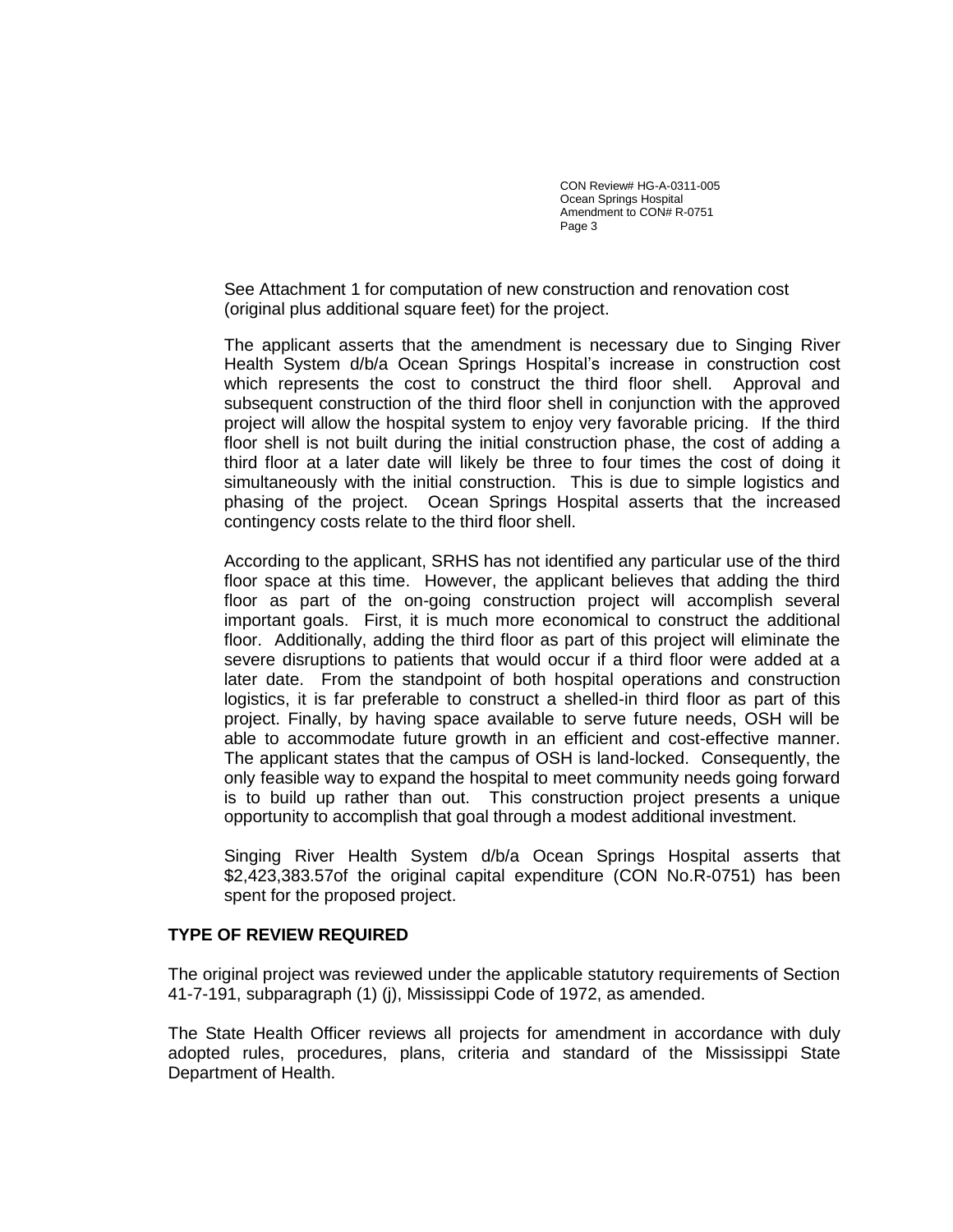See Attachment 1 for computation of new construction and renovation cost (original plus additional square feet) for the project.

The applicant asserts that the amendment is necessary due to Singing River Health System d/b/a Ocean Springs Hospital's increase in construction cost which represents the cost to construct the third floor shell. Approval and subsequent construction of the third floor shell in conjunction with the approved project will allow the hospital system to enjoy very favorable pricing. If the third floor shell is not built during the initial construction phase, the cost of adding a third floor at a later date will likely be three to four times the cost of doing it simultaneously with the initial construction. This is due to simple logistics and phasing of the project. Ocean Springs Hospital asserts that the increased contingency costs relate to the third floor shell.

According to the applicant, SRHS has not identified any particular use of the third floor space at this time. However, the applicant believes that adding the third floor as part of the on-going construction project will accomplish several important goals. First, it is much more economical to construct the additional floor. Additionally, adding the third floor as part of this project will eliminate the severe disruptions to patients that would occur if a third floor were added at a later date. From the standpoint of both hospital operations and construction logistics, it is far preferable to construct a shelled-in third floor as part of this project. Finally, by having space available to serve future needs, OSH will be able to accommodate future growth in an efficient and cost-effective manner. The applicant states that the campus of OSH is land-locked. Consequently, the only feasible way to expand the hospital to meet community needs going forward is to build up rather than out. This construction project presents a unique opportunity to accomplish that goal through a modest additional investment.

Singing River Health System d/b/a Ocean Springs Hospital asserts that $2,423,383.57of the original capital expenditure (CON No.R-0751) has been spent for the proposed project.

## TYPE OF REVIEW REQUIRED

The original project was reviewed under the applicable statutory requirements of Section 41-7-191, subparagraph (1) (j), Mississippi Code of 1972, as amended.

The State Health Officer reviews all projects for amendment in accordance with duly adopted rules, procedures, plans, criteria and standard of the Mississippi State Department of Health.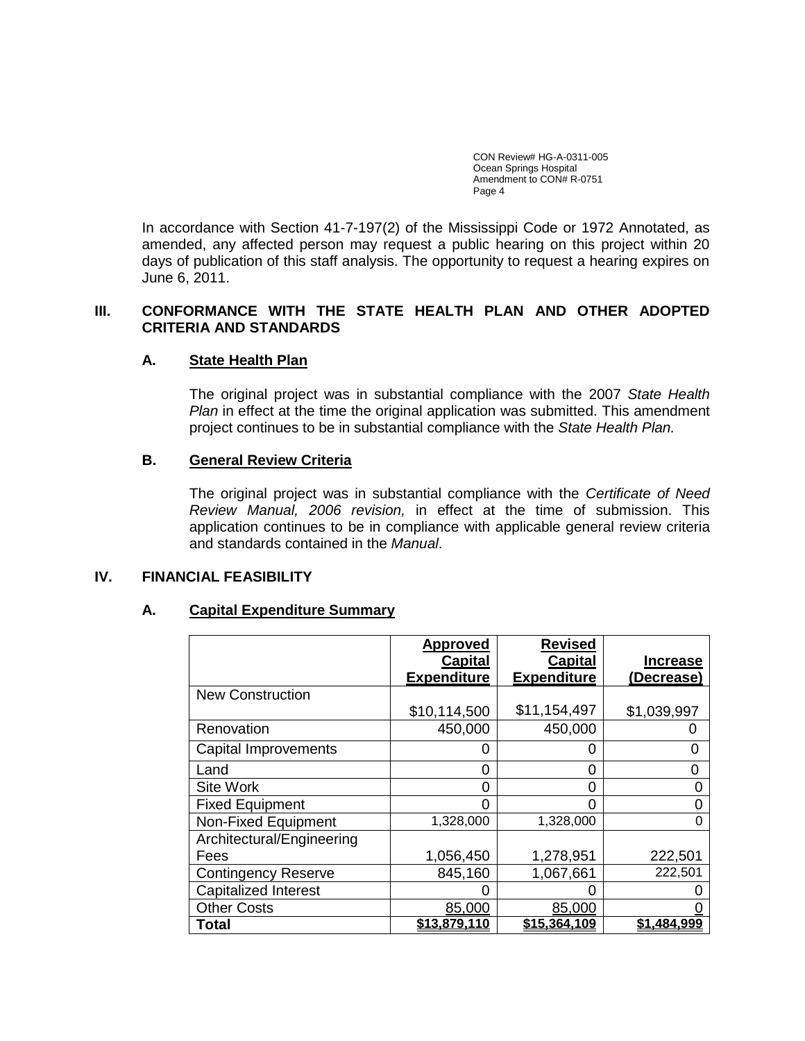In accordance with Section 41-7-197(2) of the Mississippi Code or 1972 Annotated, as amended, any affected person may request a public hearing on this project within 20 days of publication of this staff analysis. The opportunity to request a hearing expires on June 6, 2011.

## III. CONFORMANCE WITH THE STATE HEALTH PLAN AND OTHER ADOPTED CRITERIA AND STANDARDS

### A. State Health Plan

The original project was in substantial compliance with the 2007 *State Health Plan* in effect at the time the original application was submitted. This amendment project continues to be in substantial compliance with the *State Health Plan.*

### B. General Review Criteria

The original project was in substantial compliance with the *Certificate of Need Review Manual, 2006 revision,* in effect at the time of submission. This application continues to be in compliance with applicable general review criteria and standards contained in the *Manual*.

## IV. FINANCIAL FEASIBILITY

### A. Capital Expenditure Summary

| | Approved Capital Expenditure | Revised Capital Expenditure | Increase (Decrease) |
|---|---|---|---|
| New Construction | $10,114,500 | $11,154,497 | $1,039,997 |
| Renovation | 450,000 | 450,000 | 0 |
| Capital Improvements | 0 | 0 | 0 |
| Land | 0 | 0 | 0 |
| Site Work | 0 | 0 | 0 |
| Fixed Equipment | 0 | 0 | 0 |
| Non-Fixed Equipment | 1,328,000 | 1,328,000 | 0 |
| Architectural/Engineering Fees | 1,056,450 | 1,278,951 | 222,501 |
| Contingency Reserve | 845,160 | 1,067,661 | 222,501 |
| Capitalized Interest | 0 | 0 | 0 |
| Other Costs | 85,000 | 85,000 | 0 |
| **Total** | **$13,879,110** | **$15,364,109** | **$1,484,999** |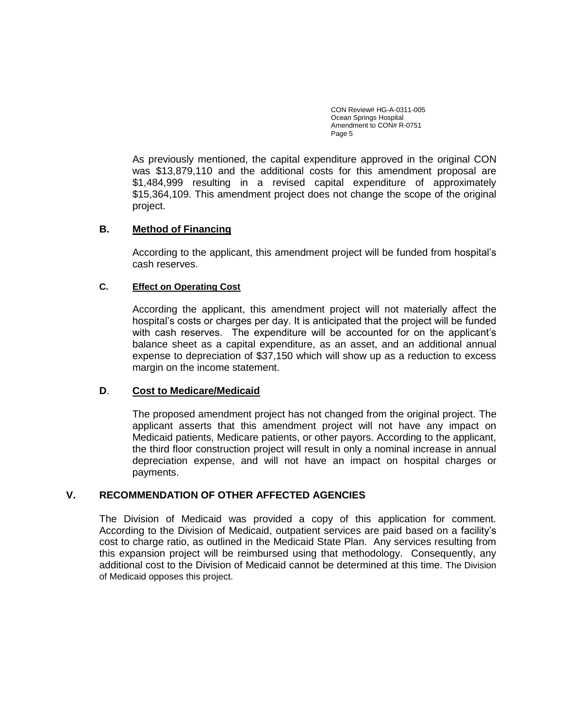As previously mentioned, the capital expenditure approved in the original CON was $13,879,110 and the additional costs for this amendment proposal are $1,484,999 resulting in a revised capital expenditure of approximately $15,364,109. This amendment project does not change the scope of the original project.

### B. Method of Financing

According to the applicant, this amendment project will be funded from hospital's cash reserves.

### C. Effect on Operating Cost

According the applicant, this amendment project will not materially affect the hospital's costs or charges per day. It is anticipated that the project will be funded with cash reserves. The expenditure will be accounted for on the applicant's balance sheet as a capital expenditure, as an asset, and an additional annual expense to depreciation of $37,150 which will show up as a reduction to excess margin on the income statement.

### D. Cost to Medicare/Medicaid

The proposed amendment project has not changed from the original project. The applicant asserts that this amendment project will not have any impact on Medicaid patients, Medicare patients, or other payors. According to the applicant, the third floor construction project will result in only a nominal increase in annual depreciation expense, and will not have an impact on hospital charges or payments.

## V. RECOMMENDATION OF OTHER AFFECTED AGENCIES

The Division of Medicaid was provided a copy of this application for comment. According to the Division of Medicaid, outpatient services are paid based on a facility's cost to charge ratio, as outlined in the Medicaid State Plan. Any services resulting from this expansion project will be reimbursed using that methodology. Consequently, any additional cost to the Division of Medicaid cannot be determined at this time. The Division of Medicaid opposes this project.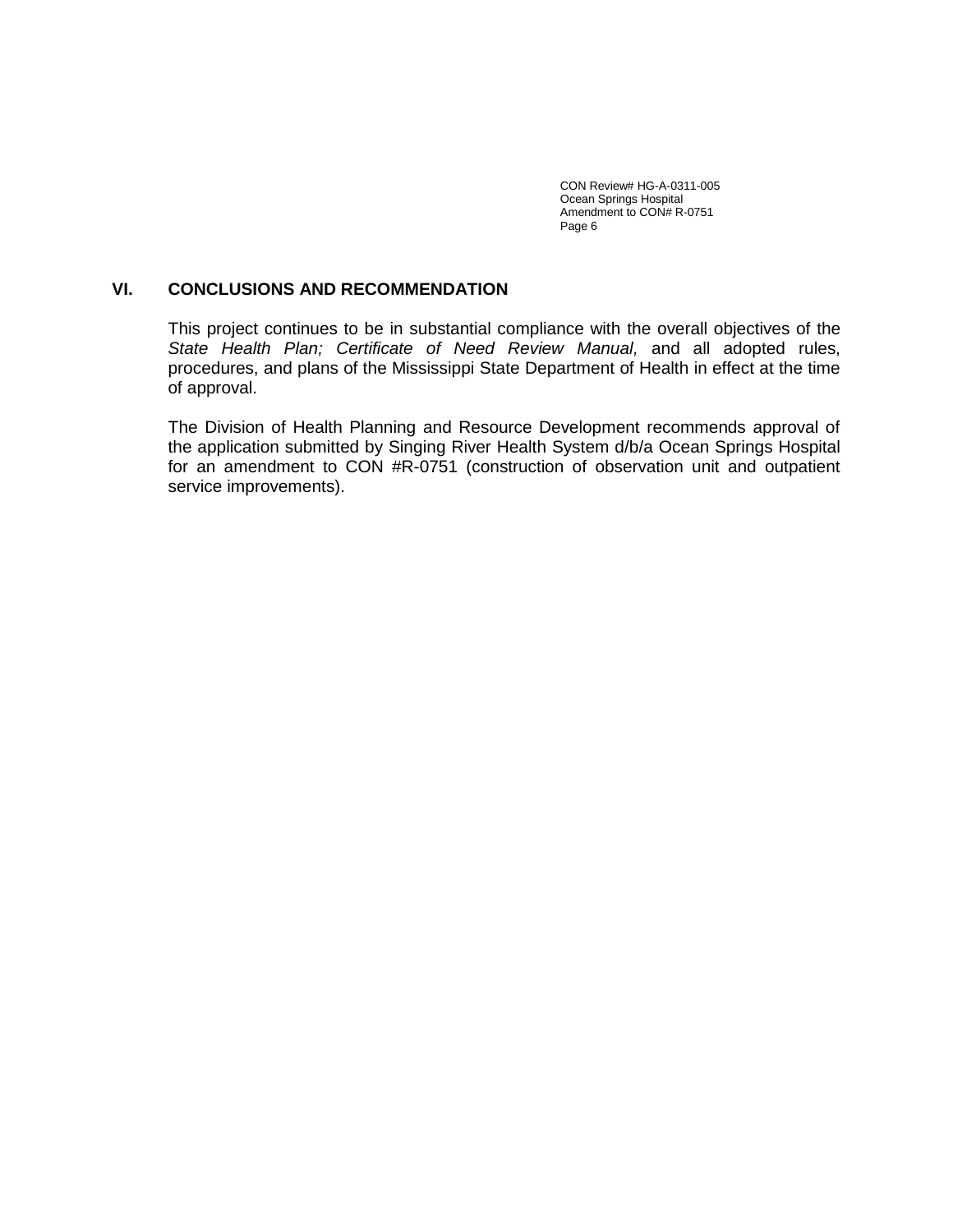## VI. CONCLUSIONS AND RECOMMENDATION

This project continues to be in substantial compliance with the overall objectives of the *State Health Plan; Certificate of Need Review Manual,* and all adopted rules, procedures, and plans of the Mississippi State Department of Health in effect at the time of approval.

The Division of Health Planning and Resource Development recommends approval of the application submitted by Singing River Health System d/b/a Ocean Springs Hospital for an amendment to CON #R-0751 (construction of observation unit and outpatient service improvements).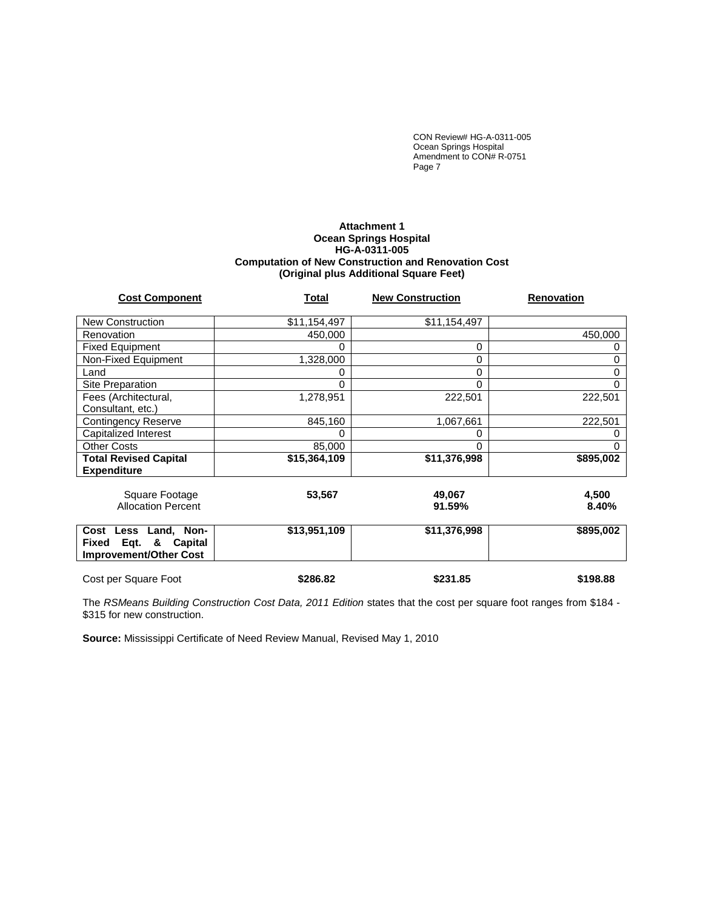**Attachment 1**
**Ocean Springs Hospital**
**HG-A-0311-005**
**Computation of New Construction and Renovation Cost**
**(Original plus Additional Square Feet)**

| Cost Component | Total | New Construction | Renovation |
|---|---|---|---|
| New Construction | $11,154,497 | $11,154,497 | |
| Renovation | 450,000 | | 450,000 |
| Fixed Equipment | 0 | 0 | 0 |
| Non-Fixed Equipment | 1,328,000 | 0 | 0 |
| Land | 0 | 0 | 0 |
| Site Preparation | 0 | 0 | 0 |
| Fees (Architectural, Consultant, etc.) | 1,278,951 | 222,501 | 222,501 |
| Contingency Reserve | 845,160 | 1,067,661 | 222,501 |
| Capitalized Interest | 0 | 0 | 0 |
| Other Costs | 85,000 | 0 | 0 |
| **Total Revised Capital Expenditure** | **$15,364,109** | **$11,376,998** | **$895,002** |
| Square Footage | **53,567** | **49,067** | **4,500** |
| Allocation Percent | | **91.59%** | **8.40%** |
| **Cost Less Land, Non-Fixed Eqt. & Capital Improvement/Other Cost** | **$13,951,109** | **$11,376,998** | **$895,002** |
| Cost per Square Foot | **$286.82** | **$231.85** | **$198.88** |

The *RSMeans Building Construction Cost Data, 2011 Edition* states that the cost per square foot ranges from $184 - $315 for new construction.

**Source:** Mississippi Certificate of Need Review Manual, Revised May 1, 2010